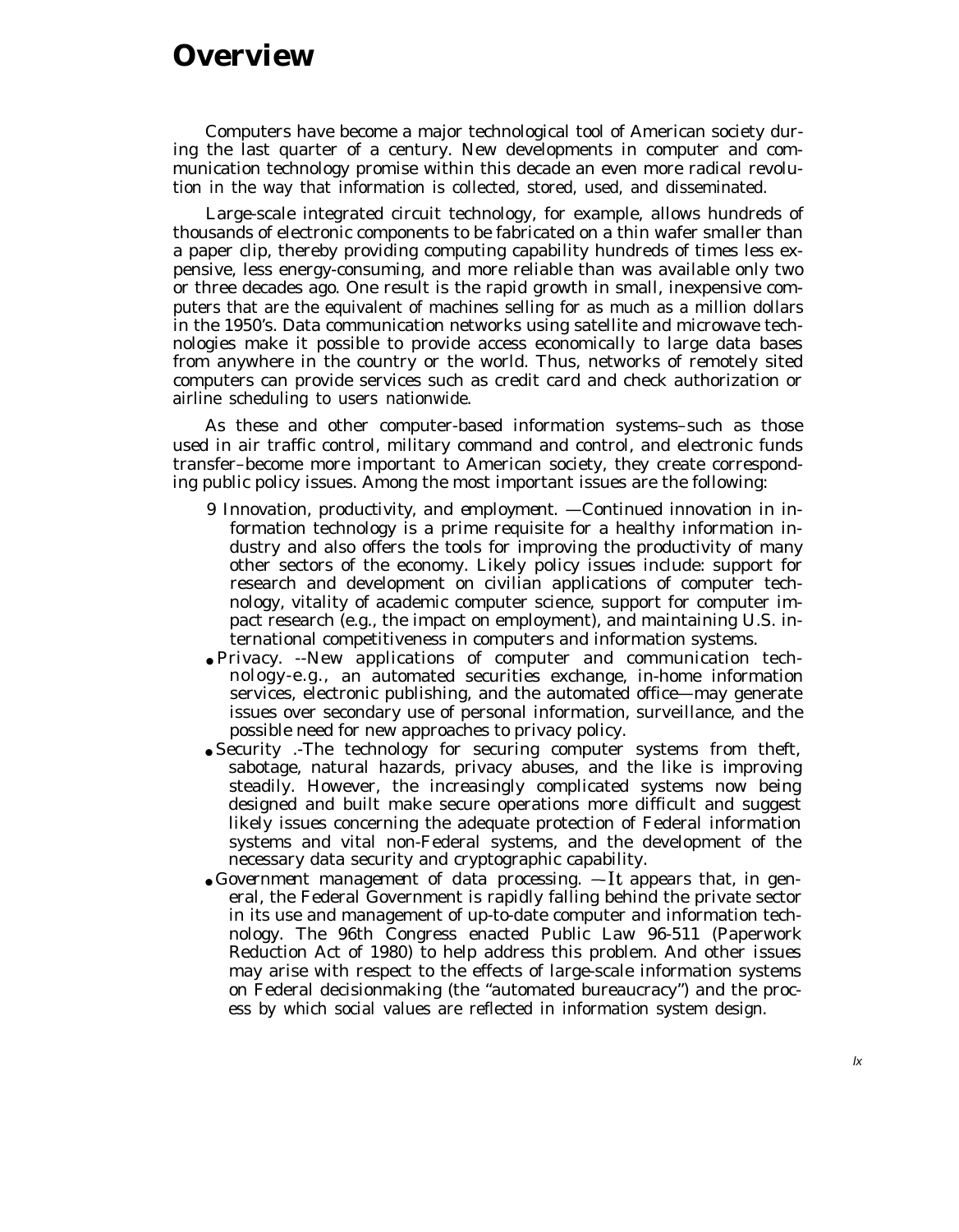# Overview

Computers have become a major technological tool of American society during the last quarter of a century. New developments in computer and communication technology promise within this decade an even more radical revolution in the way that information is collected, stored, used, and disseminated.

Large-scale integrated circuit technology, for example, allows hundreds of thousands of electronic components to be fabricated on a thin wafer smaller than a paper clip, thereby providing computing capability hundreds of times less expensive, less energy-consuming, and more reliable than was available only two or three decades ago. One result is the rapid growth in small, inexpensive computers that are the equivalent of machines selling for as much as a million dollars in the 1950's. Data communication networks using satellite and microwave technologies make it possible to provide access economically to large data bases from anywhere in the country or the world. Thus, networks of remotely sited computers can provide services such as credit card and check authorization or airline scheduling to users nationwide.

As these and other computer-based information systems–such as those used in air traffic control, military command and control, and electronic funds transfer–become more important to American society, they create corresponding public policy issues. Among the most important issues are the following:

- *Innovation, productivity, and employment.* —Continued innovation in information technology is a prime requisite for a healthy information industry and also offers the tools for improving the productivity of many other sectors of the economy. Likely policy issues include: support for research and development on civilian applications of computer technology, vitality of academic computer science, support for computer impact research (e.g., the impact on employment), and maintaining U.S. international competitiveness in computers and information systems.
- *Privacy.* --New applications of computer and communication technology-e.g., an automated securities exchange, in-home information services, electronic publishing, and the automated office—may generate issues over secondary use of personal information, surveillance, and the possible need for new approaches to privacy policy.
- *Security* .-The technology for securing computer systems from theft, sabotage, natural hazards, privacy abuses, and the like is improving steadily. However, the increasingly complicated systems now being designed and built make secure operations more difficult and suggest likely issues concerning the adequate protection of Federal information systems and vital non-Federal systems, and the development of the necessary data security and cryptographic capability.
- *Government management of data processing.* —It appears that, in general, the Federal Government is rapidly falling behind the private sector in its use and management of up-to-date computer and information technology. The 96th Congress enacted Public Law 96-511 (Paperwork Reduction Act of 1980) to help address this problem. And other issues may arise with respect to the effects of large-scale information systems on Federal decisionmaking (the "automated bureaucracy") and the process by which social values are reflected in information system design.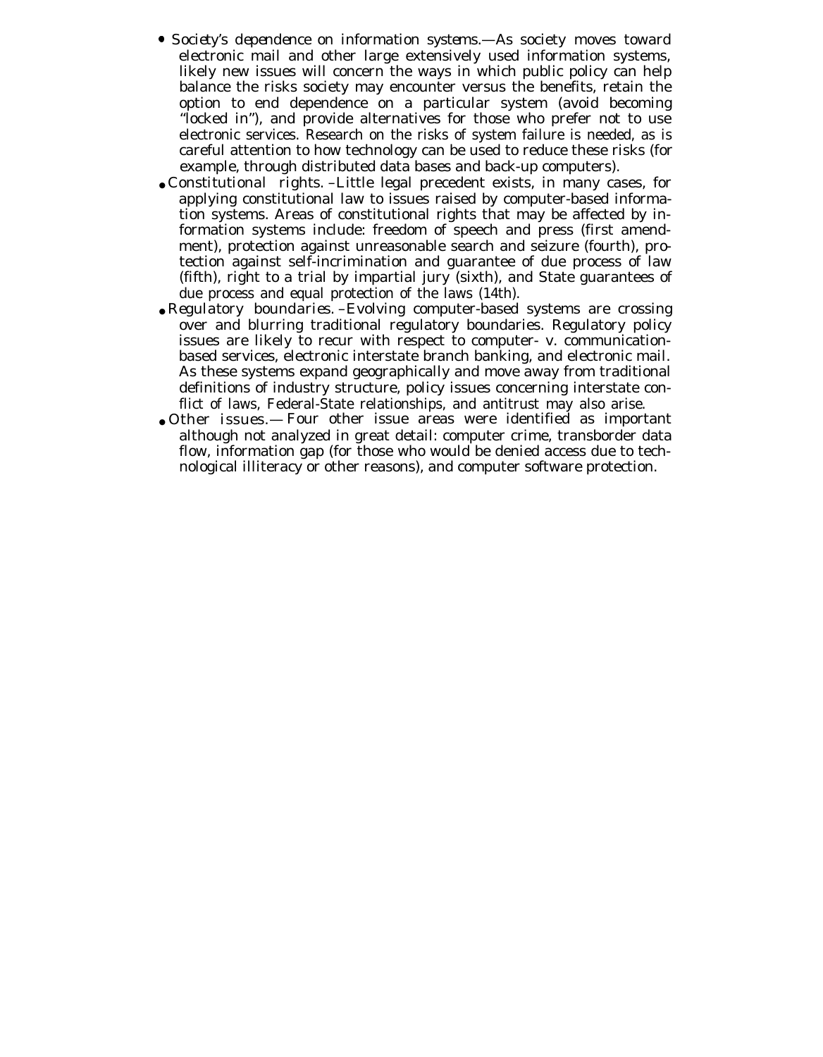- *Society's dependence on information systems.*—As society moves toward electronic mail and other large extensively used information systems, likely new issues will concern the ways in which public policy can help balance the risks society may encounter versus the benefits, retain the option to end dependence on a particular system (avoid becoming "locked in"), and provide alternatives for those who prefer not to use electronic services. Research on the risks of system failure is needed, as is careful attention to how technology can be used to reduce these risks (for example, through distributed data bases and back-up computers).
- *Constitutional rights.*–Little legal precedent exists, in many cases, for applying constitutional law to issues raised by computer-based information systems. Areas of constitutional rights that may be affected by information systems include: freedom of speech and press (first amendment), protection against unreasonable search and seizure (fourth), protection against self-incrimination and guarantee of due process of law (fifth), right to a trial by impartial jury (sixth), and State guarantees of due process and equal protection of the laws (14th).
- *Regulatory boundaries.*–Evolving computer-based systems are crossing over and blurring traditional regulatory boundaries. Regulatory policy issues are likely to recur with respect to computer- v. communication-based services, electronic interstate branch banking, and electronic mail. As these systems expand geographically and move away from traditional definitions of industry structure, policy issues concerning interstate conflict of laws, Federal-State relationships, and antitrust may also arise.
- *Other issues.*—Four other issue areas were identified as important although not analyzed in great detail: computer crime, transborder data flow, information gap (for those who would be denied access due to technological illiteracy or other reasons), and computer software protection.